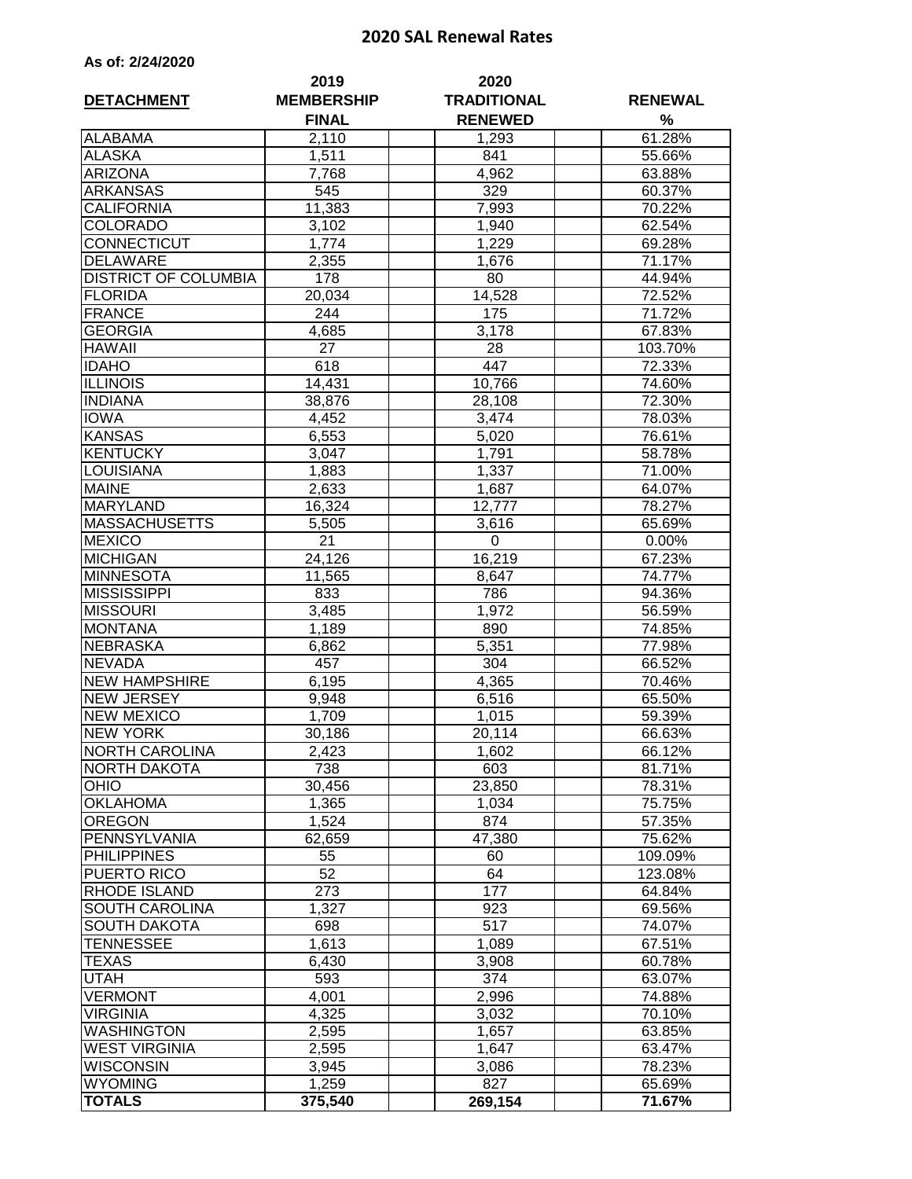# 2020 SAL Renewal Rates

**As of: 2/24/2020**

| DETACHMENT | 2019 MEMBERSHIP FINAL | 2020 TRADITIONAL RENEWED | RENEWAL % |
|---|---|---|---|
| ALABAMA | 2,110 | 1,293 | 61.28% |
| ALASKA | 1,511 | 841 | 55.66% |
| ARIZONA | 7,768 | 4,962 | 63.88% |
| ARKANSAS | 545 | 329 | 60.37% |
| CALIFORNIA | 11,383 | 7,993 | 70.22% |
| COLORADO | 3,102 | 1,940 | 62.54% |
| CONNECTICUT | 1,774 | 1,229 | 69.28% |
| DELAWARE | 2,355 | 1,676 | 71.17% |
| DISTRICT OF COLUMBIA | 178 | 80 | 44.94% |
| FLORIDA | 20,034 | 14,528 | 72.52% |
| FRANCE | 244 | 175 | 71.72% |
| GEORGIA | 4,685 | 3,178 | 67.83% |
| HAWAII | 27 | 28 | 103.70% |
| IDAHO | 618 | 447 | 72.33% |
| ILLINOIS | 14,431 | 10,766 | 74.60% |
| INDIANA | 38,876 | 28,108 | 72.30% |
| IOWA | 4,452 | 3,474 | 78.03% |
| KANSAS | 6,553 | 5,020 | 76.61% |
| KENTUCKY | 3,047 | 1,791 | 58.78% |
| LOUISIANA | 1,883 | 1,337 | 71.00% |
| MAINE | 2,633 | 1,687 | 64.07% |
| MARYLAND | 16,324 | 12,777 | 78.27% |
| MASSACHUSETTS | 5,505 | 3,616 | 65.69% |
| MEXICO | 21 | 0 | 0.00% |
| MICHIGAN | 24,126 | 16,219 | 67.23% |
| MINNESOTA | 11,565 | 8,647 | 74.77% |
| MISSISSIPPI | 833 | 786 | 94.36% |
| MISSOURI | 3,485 | 1,972 | 56.59% |
| MONTANA | 1,189 | 890 | 74.85% |
| NEBRASKA | 6,862 | 5,351 | 77.98% |
| NEVADA | 457 | 304 | 66.52% |
| NEW HAMPSHIRE | 6,195 | 4,365 | 70.46% |
| NEW JERSEY | 9,948 | 6,516 | 65.50% |
| NEW MEXICO | 1,709 | 1,015 | 59.39% |
| NEW YORK | 30,186 | 20,114 | 66.63% |
| NORTH CAROLINA | 2,423 | 1,602 | 66.12% |
| NORTH DAKOTA | 738 | 603 | 81.71% |
| OHIO | 30,456 | 23,850 | 78.31% |
| OKLAHOMA | 1,365 | 1,034 | 75.75% |
| OREGON | 1,524 | 874 | 57.35% |
| PENNSYLVANIA | 62,659 | 47,380 | 75.62% |
| PHILIPPINES | 55 | 60 | 109.09% |
| PUERTO RICO | 52 | 64 | 123.08% |
| RHODE ISLAND | 273 | 177 | 64.84% |
| SOUTH CAROLINA | 1,327 | 923 | 69.56% |
| SOUTH DAKOTA | 698 | 517 | 74.07% |
| TENNESSEE | 1,613 | 1,089 | 67.51% |
| TEXAS | 6,430 | 3,908 | 60.78% |
| UTAH | 593 | 374 | 63.07% |
| VERMONT | 4,001 | 2,996 | 74.88% |
| VIRGINIA | 4,325 | 3,032 | 70.10% |
| WASHINGTON | 2,595 | 1,657 | 63.85% |
| WEST VIRGINIA | 2,595 | 1,647 | 63.47% |
| WISCONSIN | 3,945 | 3,086 | 78.23% |
| WYOMING | 1,259 | 827 | 65.69% |
| **TOTALS** | **375,540** | **269,154** | **71.67%** |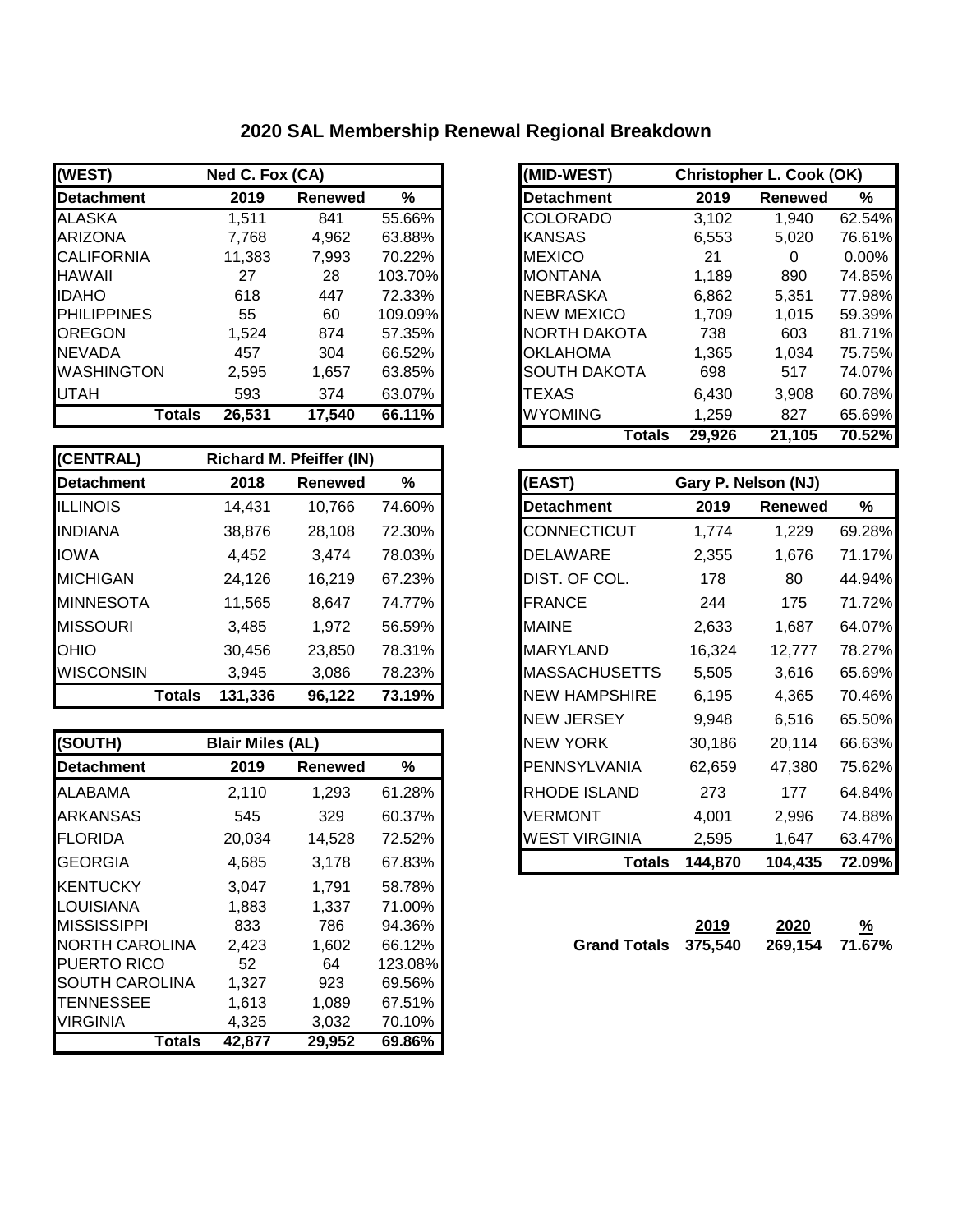# 2020 SAL Membership Renewal Regional Breakdown

| (WEST) | Ned C. Fox (CA) | | |
|---|---|---|---|
| **Detachment** | **2019** | **Renewed** | **%** |
| ALASKA | 1,511 | 841 | 55.66% |
| ARIZONA | 7,768 | 4,962 | 63.88% |
| CALIFORNIA | 11,383 | 7,993 | 70.22% |
| HAWAII | 27 | 28 | 103.70% |
| IDAHO | 618 | 447 | 72.33% |
| PHILIPPINES | 55 | 60 | 109.09% |
| OREGON | 1,524 | 874 | 57.35% |
| NEVADA | 457 | 304 | 66.52% |
| WASHINGTON | 2,595 | 1,657 | 63.85% |
| UTAH | 593 | 374 | 63.07% |
| **Totals** | **26,531** | **17,540** | **66.11%** |

| (CENTRAL) | Richard M. Pfeiffer (IN) | | |
|---|---|---|---|
| **Detachment** | **2018** | **Renewed** | **%** |
| ILLINOIS | 14,431 | 10,766 | 74.60% |
| INDIANA | 38,876 | 28,108 | 72.30% |
| IOWA | 4,452 | 3,474 | 78.03% |
| MICHIGAN | 24,126 | 16,219 | 67.23% |
| MINNESOTA | 11,565 | 8,647 | 74.77% |
| MISSOURI | 3,485 | 1,972 | 56.59% |
| OHIO | 30,456 | 23,850 | 78.31% |
| WISCONSIN | 3,945 | 3,086 | 78.23% |
| **Totals** | **131,336** | **96,122** | **73.19%** |

| (SOUTH) | Blair Miles (AL) | | |
|---|---|---|---|
| **Detachment** | **2019** | **Renewed** | **%** |
| ALABAMA | 2,110 | 1,293 | 61.28% |
| ARKANSAS | 545 | 329 | 60.37% |
| FLORIDA | 20,034 | 14,528 | 72.52% |
| GEORGIA | 4,685 | 3,178 | 67.83% |
| KENTUCKY | 3,047 | 1,791 | 58.78% |
| LOUISIANA | 1,883 | 1,337 | 71.00% |
| MISSISSIPPI | 833 | 786 | 94.36% |
| NORTH CAROLINA | 2,423 | 1,602 | 66.12% |
| PUERTO RICO | 52 | 64 | 123.08% |
| SOUTH CAROLINA | 1,327 | 923 | 69.56% |
| TENNESSEE | 1,613 | 1,089 | 67.51% |
| VIRGINIA | 4,325 | 3,032 | 70.10% |
| **Totals** | **42,877** | **29,952** | **69.86%** |

| (MID-WEST) | Christopher L. Cook (OK) | | |
|---|---|---|---|
| **Detachment** | **2019** | **Renewed** | **%** |
| COLORADO | 3,102 | 1,940 | 62.54% |
| KANSAS | 6,553 | 5,020 | 76.61% |
| MEXICO | 21 | 0 | 0.00% |
| MONTANA | 1,189 | 890 | 74.85% |
| NEBRASKA | 6,862 | 5,351 | 77.98% |
| NEW MEXICO | 1,709 | 1,015 | 59.39% |
| NORTH DAKOTA | 738 | 603 | 81.71% |
| OKLAHOMA | 1,365 | 1,034 | 75.75% |
| SOUTH DAKOTA | 698 | 517 | 74.07% |
| TEXAS | 6,430 | 3,908 | 60.78% |
| WYOMING | 1,259 | 827 | 65.69% |
| **Totals** | **29,926** | **21,105** | **70.52%** |

| (EAST) | Gary P. Nelson (NJ) | | |
|---|---|---|---|
| **Detachment** | **2019** | **Renewed** | **%** |
| CONNECTICUT | 1,774 | 1,229 | 69.28% |
| DELAWARE | 2,355 | 1,676 | 71.17% |
| DIST. OF COL. | 178 | 80 | 44.94% |
| FRANCE | 244 | 175 | 71.72% |
| MAINE | 2,633 | 1,687 | 64.07% |
| MARYLAND | 16,324 | 12,777 | 78.27% |
| MASSACHUSETTS | 5,505 | 3,616 | 65.69% |
| NEW HAMPSHIRE | 6,195 | 4,365 | 70.46% |
| NEW JERSEY | 9,948 | 6,516 | 65.50% |
| NEW YORK | 30,186 | 20,114 | 66.63% |
| PENNSYLVANIA | 62,659 | 47,380 | 75.62% |
| RHODE ISLAND | 273 | 177 | 64.84% |
| VERMONT | 4,001 | 2,996 | 74.88% |
| WEST VIRGINIA | 2,595 | 1,647 | 63.47% |
| **Totals** | **144,870** | **104,435** | **72.09%** |

| | **2019** | **2020** | **%** |
|---|---|---|---|
| **Grand Totals** | **375,540** | **269,154** | **71.67%** |